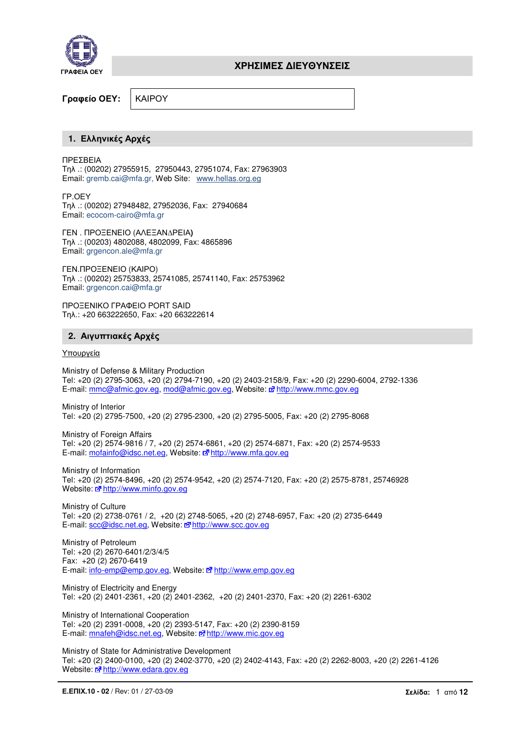ΓΡΑΦΕΙΑ ΟΕΥ

# ΧΡΗΣΙΜΕΣ ΔΙΕΥΘΥΝΣΕΙΣ

**Γραφείο ΟΕΥ:** ΚΑΙΡΟΥ

## 1. Ελληνικές Αρχές

ΠΡΕΣΒΕΙΑ
Τηλ .: (00202) 27955915, 27950443, 27951074, Fax: 27963903
Email: gremb.cai@mfa.gr, Web Site: www.hellas.org.eg

ΓΡ.ΟΕΥ
Τηλ .: (00202) 27948482, 27952036, Fax: 27940684
Email: ecocom-cairo@mfa.gr

ΓΕΝ . ΠΡΟΞΕΝΕΙΟ (ΑΛΕΞΑΝΔΡΕΙΑ)
Τηλ .: (00203) 4802088, 4802099, Fax: 4865896
Email: grgencon.ale@mfa.gr

ΓΕΝ.ΠΡΟΞΕΝΕΙΟ (ΚΑΙΡΟ)
Τηλ .: (00202) 25753833, 25741085, 25741140, Fax: 25753962
Email: grgencon.cai@mfa.gr

ΠΡΟΞΕΝΙΚΟ ΓΡΑΦΕΙΟ PORT SAID
Τηλ.: +20 663222650, Fax: +20 663222614

## 2. Αιγυπτιακές Αρχές

Υπουργεία

Ministry of Defense & Military Production
Tel: +20 (2) 2795-3063, +20 (2) 2794-7190, +20 (2) 2403-2158/9, Fax: +20 (2) 2290-6004, 2792-1336
E-mail: mmc@afmic.gov.eg, mod@afmic.gov.eg, Website: http://www.mmc.gov.eg

Ministry of Interior
Tel: +20 (2) 2795-7500, +20 (2) 2795-2300, +20 (2) 2795-5005, Fax: +20 (2) 2795-8068

Ministry of Foreign Affairs
Tel: +20 (2) 2574-9816 / 7, +20 (2) 2574-6861, +20 (2) 2574-6871, Fax: +20 (2) 2574-9533
E-mail: mofainfo@idsc.net.eg, Website: http://www.mfa.gov.eg

Ministry of Information
Tel: +20 (2) 2574-8496, +20 (2) 2574-9542, +20 (2) 2574-7120, Fax: +20 (2) 2575-8781, 25746928
Website: http://www.minfo.gov.eg

Ministry of Culture
Tel: +20 (2) 2738-0761 / 2, +20 (2) 2748-5065, +20 (2) 2748-6957, Fax: +20 (2) 2735-6449
E-mail: scc@idsc.net.eg, Website: http://www.scc.gov.eg

Ministry of Petroleum
Tel: +20 (2) 2670-6401/2/3/4/5
Fax: +20 (2) 2670-6419
E-mail: info-emp@emp.gov.eg, Website: http://www.emp.gov.eg

Ministry of Electricity and Energy
Tel: +20 (2) 2401-2361, +20 (2) 2401-2362, +20 (2) 2401-2370, Fax: +20 (2) 2261-6302

Ministry of International Cooperation
Tel: +20 (2) 2391-0008, +20 (2) 2393-5147, Fax: +20 (2) 2390-8159
E-mail: mnafeh@idsc.net.eg, Website: http://www.mic.gov.eg

Ministry of State for Administrative Development
Tel: +20 (2) 2400-0100, +20 (2) 2402-3770, +20 (2) 2402-4143, Fax: +20 (2) 2262-8003, +20 (2) 2261-4126
Website: http://www.edara.gov.eg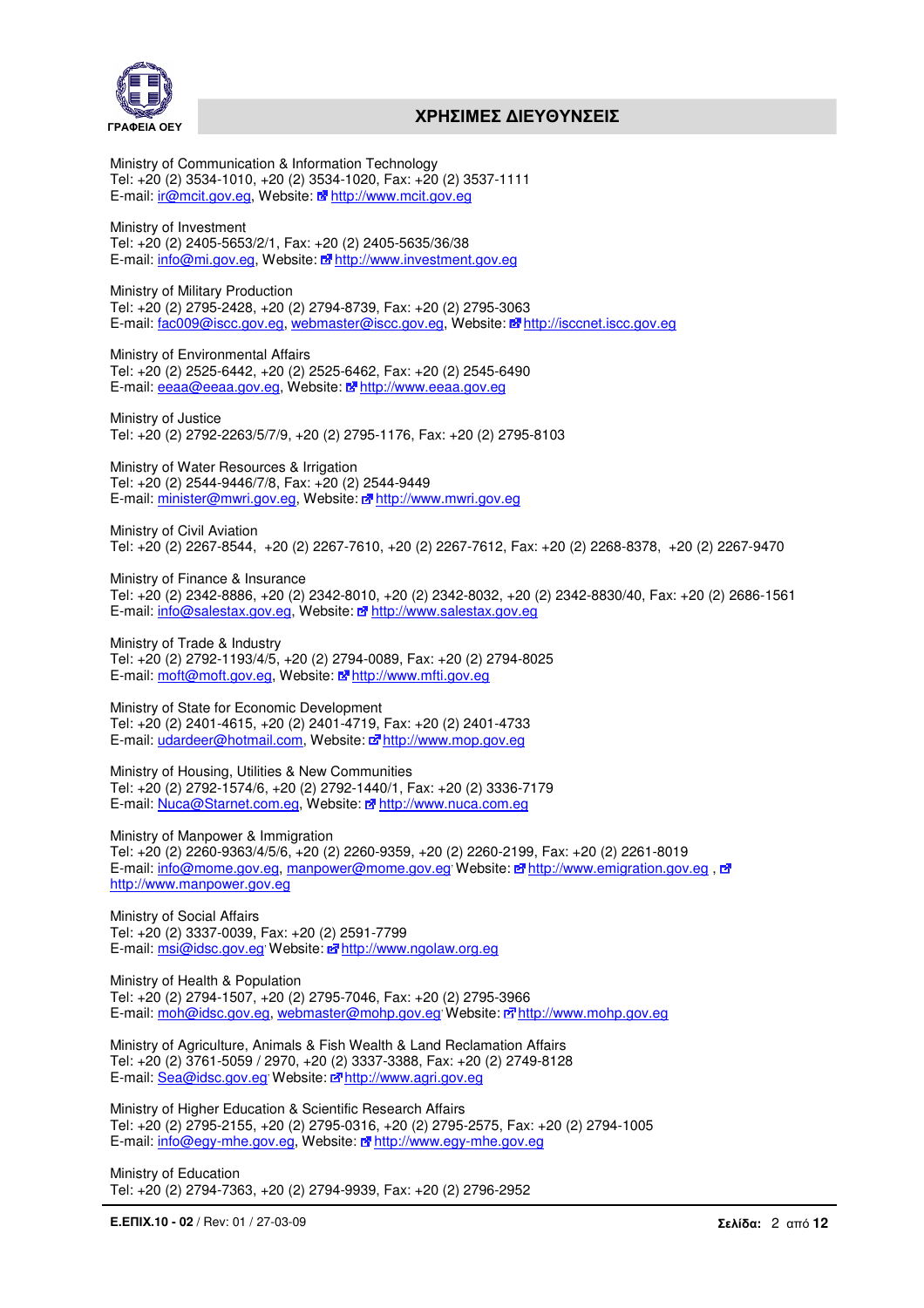Ministry of Communication & Information Technology
Tel: +20 (2) 3534-1010, +20 (2) 3534-1020, Fax: +20 (2) 3537-1111
E-mail: ir@mcit.gov.eg, Website: http://www.mcit.gov.eg

Ministry of Investment
Tel: +20 (2) 2405-5653/2/1, Fax: +20 (2) 2405-5635/36/38
E-mail: info@mi.gov.eg, Website: http://www.investment.gov.eg

Ministry of Military Production
Tel: +20 (2) 2795-2428, +20 (2) 2794-8739, Fax: +20 (2) 2795-3063
E-mail: fac009@iscc.gov.eg, webmaster@iscc.gov.eg, Website: http://isccnet.iscc.gov.eg

Ministry of Environmental Affairs
Tel: +20 (2) 2525-6442, +20 (2) 2525-6462, Fax: +20 (2) 2545-6490
E-mail: eeaa@eeaa.gov.eg, Website: http://www.eeaa.gov.eg

Ministry of Justice
Tel: +20 (2) 2792-2263/5/7/9, +20 (2) 2795-1176, Fax: +20 (2) 2795-8103

Ministry of Water Resources & Irrigation
Tel: +20 (2) 2544-9446/7/8, Fax: +20 (2) 2544-9449
E-mail: minister@mwri.gov.eg, Website: http://www.mwri.gov.eg

Ministry of Civil Aviation
Tel: +20 (2) 2267-8544, +20 (2) 2267-7610, +20 (2) 2267-7612, Fax: +20 (2) 2268-8378, +20 (2) 2267-9470

Ministry of Finance & Insurance
Tel: +20 (2) 2342-8886, +20 (2) 2342-8010, +20 (2) 2342-8032, +20 (2) 2342-8830/40, Fax: +20 (2) 2686-1561
E-mail: info@salestax.gov.eg, Website: http://www.salestax.gov.eg

Ministry of Trade & Industry
Tel: +20 (2) 2792-1193/4/5, +20 (2) 2794-0089, Fax: +20 (2) 2794-8025
E-mail: moft@moft.gov.eg, Website: http://www.mfti.gov.eg

Ministry of State for Economic Development
Tel: +20 (2) 2401-4615, +20 (2) 2401-4719, Fax: +20 (2) 2401-4733
E-mail: udardeer@hotmail.com, Website: http://www.mop.gov.eg

Ministry of Housing, Utilities & New Communities
Tel: +20 (2) 2792-1574/6, +20 (2) 2792-1440/1, Fax: +20 (2) 3336-7179
E-mail: Nuca@Starnet.com.eg, Website: http://www.nuca.com.eg

Ministry of Manpower & Immigration
Tel: +20 (2) 2260-9363/4/5/6, +20 (2) 2260-9359, +20 (2) 2260-2199, Fax: +20 (2) 2261-8019
E-mail: info@mome.gov.eg, manpower@mome.gov.eg, Website: http://www.emigration.gov.eg , http://www.manpower.gov.eg

Ministry of Social Affairs
Tel: +20 (2) 3337-0039, Fax: +20 (2) 2591-7799
E-mail: msi@idsc.gov.eg, Website: http://www.ngolaw.org.eg

Ministry of Health & Population
Tel: +20 (2) 2794-1507, +20 (2) 2795-7046, Fax: +20 (2) 2795-3966
E-mail: moh@idsc.gov.eg, webmaster@mohp.gov.eg, Website: http://www.mohp.gov.eg

Ministry of Agriculture, Animals & Fish Wealth & Land Reclamation Affairs
Tel: +20 (2) 3761-5059 / 2970, +20 (2) 3337-3388, Fax: +20 (2) 2749-8128
E-mail: Sea@idsc.gov.eg, Website: http://www.agri.gov.eg

Ministry of Higher Education & Scientific Research Affairs
Tel: +20 (2) 2795-2155, +20 (2) 2795-0316, +20 (2) 2795-2575, Fax: +20 (2) 2794-1005
E-mail: info@egy-mhe.gov.eg, Website: http://www.egy-mhe.gov.eg

Ministry of Education
Tel: +20 (2) 2794-7363, +20 (2) 2794-9939, Fax: +20 (2) 2796-2952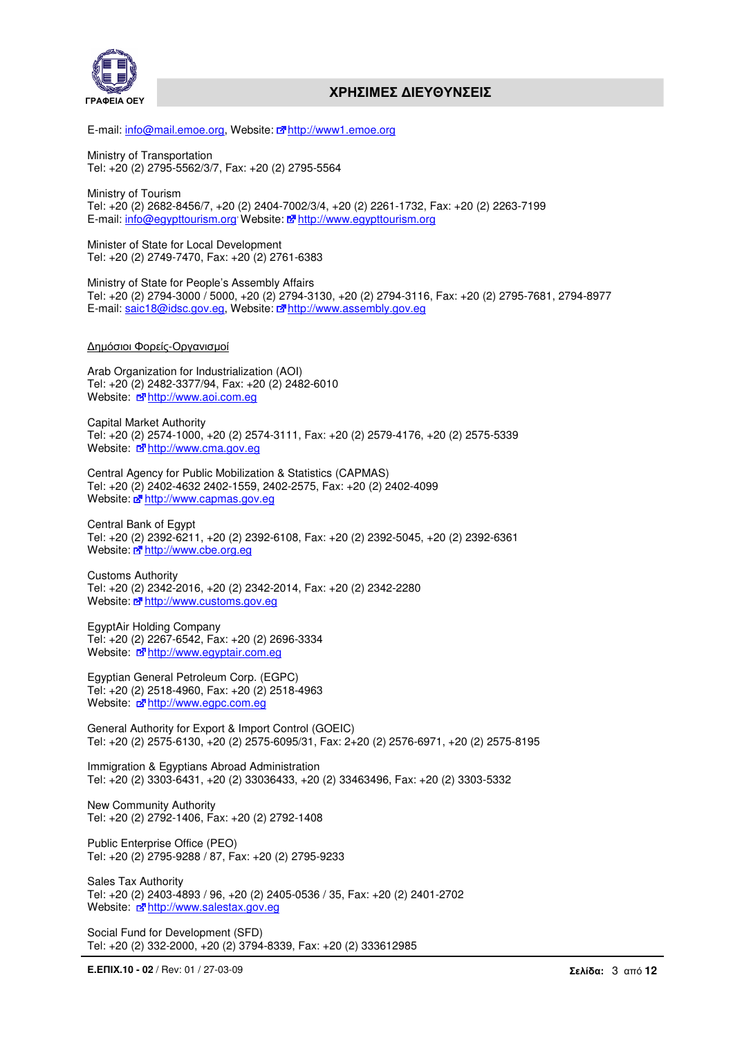E-mail: info@mail.emoe.org, Website: http://www1.emoe.org

Ministry of Transportation
Tel: +20 (2) 2795-5562/3/7, Fax: +20 (2) 2795-5564

Ministry of Tourism
Tel: +20 (2) 2682-8456/7, +20 (2) 2404-7002/3/4, +20 (2) 2261-1732, Fax: +20 (2) 2263-7199
E-mail: info@egypttourism.org Website: http://www.egypttourism.org

Minister of State for Local Development
Tel: +20 (2) 2749-7470, Fax: +20 (2) 2761-6383

Ministry of State for People's Assembly Affairs
Tel: +20 (2) 2794-3000 / 5000, +20 (2) 2794-3130, +20 (2) 2794-3116, Fax: +20 (2) 2795-7681, 2794-8977
E-mail: saic18@idsc.gov.eg, Website: http://www.assembly.gov.eg

Δημόσιοι Φορείς-Οργανισμοί

Arab Organization for Industrialization (AOI)
Tel: +20 (2) 2482-3377/94, Fax: +20 (2) 2482-6010
Website: http://www.aoi.com.eg

Capital Market Authority
Tel: +20 (2) 2574-1000, +20 (2) 2574-3111, Fax: +20 (2) 2579-4176, +20 (2) 2575-5339
Website: http://www.cma.gov.eg

Central Agency for Public Mobilization & Statistics (CAPMAS)
Tel: +20 (2) 2402-4632 2402-1559, 2402-2575, Fax: +20 (2) 2402-4099
Website: http://www.capmas.gov.eg

Central Bank of Egypt
Tel: +20 (2) 2392-6211, +20 (2) 2392-6108, Fax: +20 (2) 2392-5045, +20 (2) 2392-6361
Website: http://www.cbe.org.eg

Customs Authority
Tel: +20 (2) 2342-2016, +20 (2) 2342-2014, Fax: +20 (2) 2342-2280
Website: http://www.customs.gov.eg

EgyptAir Holding Company
Tel: +20 (2) 2267-6542, Fax: +20 (2) 2696-3334
Website: http://www.egyptair.com.eg

Egyptian General Petroleum Corp. (EGPC)
Tel: +20 (2) 2518-4960, Fax: +20 (2) 2518-4963
Website: http://www.egpc.com.eg

General Authority for Export & Import Control (GOEIC)
Tel: +20 (2) 2575-6130, +20 (2) 2575-6095/31, Fax: 2+20 (2) 2576-6971, +20 (2) 2575-8195

Immigration & Egyptians Abroad Administration
Tel: +20 (2) 3303-6431, +20 (2) 33036433, +20 (2) 33463496, Fax: +20 (2) 3303-5332

New Community Authority
Tel: +20 (2) 2792-1406, Fax: +20 (2) 2792-1408

Public Enterprise Office (PEO)
Tel: +20 (2) 2795-9288 / 87, Fax: +20 (2) 2795-9233

Sales Tax Authority
Tel: +20 (2) 2403-4893 / 96, +20 (2) 2405-0536 / 35, Fax: +20 (2) 2401-2702
Website: http://www.salestax.gov.eg

Social Fund for Development (SFD)
Tel: +20 (2) 332-2000, +20 (2) 3794-8339, Fax: +20 (2) 333612985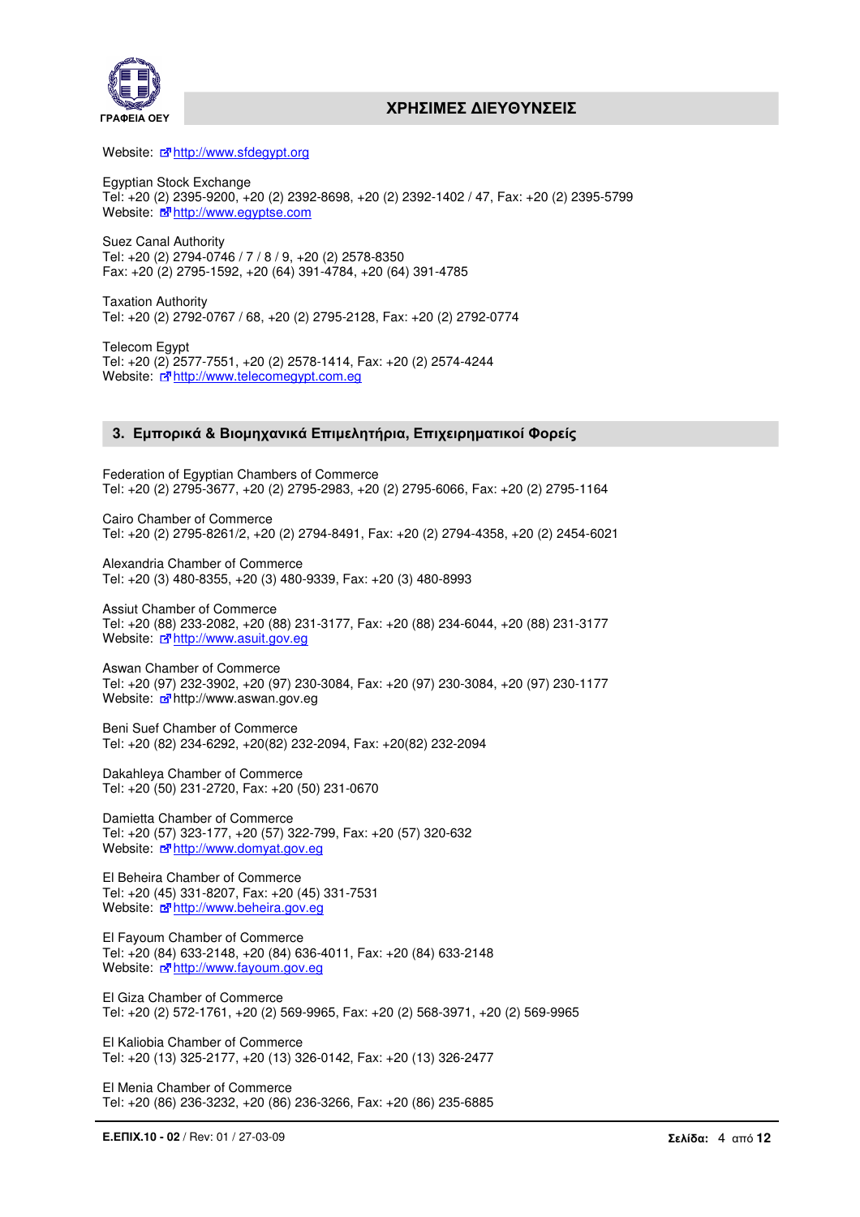Website: http://www.sfdegypt.org

Egyptian Stock Exchange
Tel: +20 (2) 2395-9200, +20 (2) 2392-8698, +20 (2) 2392-1402 / 47, Fax: +20 (2) 2395-5799
Website: http://www.egyptse.com

Suez Canal Authority
Tel: +20 (2) 2794-0746 / 7 / 8 / 9, +20 (2) 2578-8350
Fax: +20 (2) 2795-1592, +20 (64) 391-4784, +20 (64) 391-4785

Taxation Authority
Tel: +20 (2) 2792-0767 / 68, +20 (2) 2795-2128, Fax: +20 (2) 2792-0774

Telecom Egypt
Tel: +20 (2) 2577-7551, +20 (2) 2578-1414, Fax: +20 (2) 2574-4244
Website: http://www.telecomegypt.com.eg

## 3. Εμπορικά & Βιομηχανικά Επιμελητήρια, Επιχειρηματικοί Φορείς

Federation of Egyptian Chambers of Commerce
Tel: +20 (2) 2795-3677, +20 (2) 2795-2983, +20 (2) 2795-6066, Fax: +20 (2) 2795-1164

Cairo Chamber of Commerce
Tel: +20 (2) 2795-8261/2, +20 (2) 2794-8491, Fax: +20 (2) 2794-4358, +20 (2) 2454-6021

Alexandria Chamber of Commerce
Tel: +20 (3) 480-8355, +20 (3) 480-9339, Fax: +20 (3) 480-8993

Assiut Chamber of Commerce
Tel: +20 (88) 233-2082, +20 (88) 231-3177, Fax: +20 (88) 234-6044, +20 (88) 231-3177
Website: http://www.asuit.gov.eg

Aswan Chamber of Commerce
Tel: +20 (97) 232-3902, +20 (97) 230-3084, Fax: +20 (97) 230-3084, +20 (97) 230-1177
Website: http://www.aswan.gov.eg

Beni Suef Chamber of Commerce
Tel: +20 (82) 234-6292, +20(82) 232-2094, Fax: +20(82) 232-2094

Dakahleya Chamber of Commerce
Tel: +20 (50) 231-2720, Fax: +20 (50) 231-0670

Damietta Chamber of Commerce
Tel: +20 (57) 323-177, +20 (57) 322-799, Fax: +20 (57) 320-632
Website: http://www.domyat.gov.eg

El Beheira Chamber of Commerce
Tel: +20 (45) 331-8207, Fax: +20 (45) 331-7531
Website: http://www.beheira.gov.eg

El Fayoum Chamber of Commerce
Tel: +20 (84) 633-2148, +20 (84) 636-4011, Fax: +20 (84) 633-2148
Website: http://www.fayoum.gov.eg

El Giza Chamber of Commerce
Tel: +20 (2) 572-1761, +20 (2) 569-9965, Fax: +20 (2) 568-3971, +20 (2) 569-9965

El Kaliobia Chamber of Commerce
Tel: +20 (13) 325-2177, +20 (13) 326-0142, Fax: +20 (13) 326-2477

El Menia Chamber of Commerce
Tel: +20 (86) 236-3232, +20 (86) 236-3266, Fax: +20 (86) 235-6885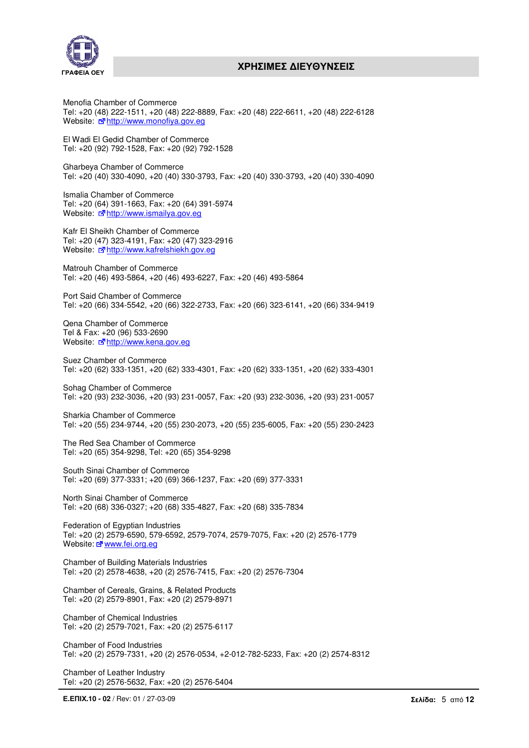Menofia Chamber of Commerce
Tel: +20 (48) 222-1511, +20 (48) 222-8889, Fax: +20 (48) 222-6611, +20 (48) 222-6128
Website: http://www.monofiya.gov.eg

El Wadi El Gedid Chamber of Commerce
Tel: +20 (92) 792-1528, Fax: +20 (92) 792-1528

Gharbeya Chamber of Commerce
Tel: +20 (40) 330-4090, +20 (40) 330-3793, Fax: +20 (40) 330-3793, +20 (40) 330-4090

Ismalia Chamber of Commerce
Tel: +20 (64) 391-1663, Fax: +20 (64) 391-5974
Website: http://www.ismailya.gov.eg

Kafr El Sheikh Chamber of Commerce
Tel: +20 (47) 323-4191, Fax: +20 (47) 323-2916
Website: http://www.kafrelshiekh.gov.eg

Matrouh Chamber of Commerce
Tel: +20 (46) 493-5864, +20 (46) 493-6227, Fax: +20 (46) 493-5864

Port Said Chamber of Commerce
Tel: +20 (66) 334-5542, +20 (66) 322-2733, Fax: +20 (66) 323-6141, +20 (66) 334-9419

Qena Chamber of Commerce
Tel & Fax: +20 (96) 533-2690
Website: http://www.kena.gov.eg

Suez Chamber of Commerce
Tel: +20 (62) 333-1351, +20 (62) 333-4301, Fax: +20 (62) 333-1351, +20 (62) 333-4301

Sohag Chamber of Commerce
Tel: +20 (93) 232-3036, +20 (93) 231-0057, Fax: +20 (93) 232-3036, +20 (93) 231-0057

Sharkia Chamber of Commerce
Tel: +20 (55) 234-9744, +20 (55) 230-2073, +20 (55) 235-6005, Fax: +20 (55) 230-2423

The Red Sea Chamber of Commerce
Tel: +20 (65) 354-9298, Tel: +20 (65) 354-9298

South Sinai Chamber of Commerce
Tel: +20 (69) 377-3331; +20 (69) 366-1237, Fax: +20 (69) 377-3331

North Sinai Chamber of Commerce
Tel: +20 (68) 336-0327; +20 (68) 335-4827, Fax: +20 (68) 335-7834

Federation of Egyptian Industries
Tel: +20 (2) 2579-6590, 579-6592, 2579-7074, 2579-7075, Fax: +20 (2) 2576-1779
Website: www.fei.org.eg

Chamber of Building Materials Industries
Tel: +20 (2) 2578-4638, +20 (2) 2576-7415, Fax: +20 (2) 2576-7304

Chamber of Cereals, Grains, & Related Products
Tel: +20 (2) 2579-8901, Fax: +20 (2) 2579-8971

Chamber of Chemical Industries
Tel: +20 (2) 2579-7021, Fax: +20 (2) 2575-6117

Chamber of Food Industries
Tel: +20 (2) 2579-7331, +20 (2) 2576-0534, +2-012-782-5233, Fax: +20 (2) 2574-8312

Chamber of Leather Industry
Tel: +20 (2) 2576-5632, Fax: +20 (2) 2576-5404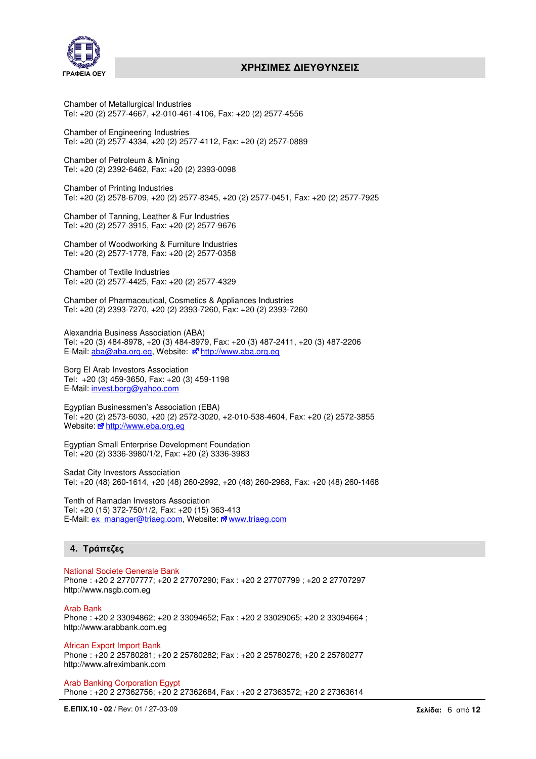Chamber of Metallurgical Industries
Tel: +20 (2) 2577-4667, +2-010-461-4106, Fax: +20 (2) 2577-4556

Chamber of Engineering Industries
Tel: +20 (2) 2577-4334, +20 (2) 2577-4112, Fax: +20 (2) 2577-0889

Chamber of Petroleum & Mining
Tel: +20 (2) 2392-6462, Fax: +20 (2) 2393-0098

Chamber of Printing Industries
Tel: +20 (2) 2578-6709, +20 (2) 2577-8345, +20 (2) 2577-0451, Fax: +20 (2) 2577-7925

Chamber of Tanning, Leather & Fur Industries
Tel: +20 (2) 2577-3915, Fax: +20 (2) 2577-9676

Chamber of Woodworking & Furniture Industries
Tel: +20 (2) 2577-1778, Fax: +20 (2) 2577-0358

Chamber of Textile Industries
Tel: +20 (2) 2577-4425, Fax: +20 (2) 2577-4329

Chamber of Pharmaceutical, Cosmetics & Appliances Industries
Tel: +20 (2) 2393-7270, +20 (2) 2393-7260, Fax: +20 (2) 2393-7260

Alexandria Business Association (ABA)
Tel: +20 (3) 484-8978, +20 (3) 484-8979, Fax: +20 (3) 487-2411, +20 (3) 487-2206
E-Mail: aba@aba.org.eg, Website: http://www.aba.org.eg

Borg El Arab Investors Association
Tel: +20 (3) 459-3650, Fax: +20 (3) 459-1198
E-Mail: invest.borg@yahoo.com

Egyptian Businessmen's Association (EBA)
Tel: +20 (2) 2573-6030, +20 (2) 2572-3020, +2-010-538-4604, Fax: +20 (2) 2572-3855
Website: http://www.eba.org.eg

Egyptian Small Enterprise Development Foundation
Tel: +20 (2) 3336-3980/1/2, Fax: +20 (2) 3336-3983

Sadat City Investors Association
Tel: +20 (48) 260-1614, +20 (48) 260-2992, +20 (48) 260-2968, Fax: +20 (48) 260-1468

Tenth of Ramadan Investors Association
Tel: +20 (15) 372-750/1/2, Fax: +20 (15) 363-413
E-Mail: ex_manager@triaeg.com, Website: www.triaeg.com

## 4. Τράπεζες

National Societe Generale Bank
Phone : +20 2 27707777; +20 2 27707290; Fax : +20 2 27707799 ; +20 2 27707297
http://www.nsgb.com.eg

Arab Bank
Phone : +20 2 33094862; +20 2 33094652; Fax : +20 2 33029065; +20 2 33094664 ;
http://www.arabbank.com.eg

African Export Import Bank
Phone : +20 2 25780281; +20 2 25780282; Fax : +20 2 25780276; +20 2 25780277
http://www.afreximbank.com

Arab Banking Corporation Egypt
Phone : +20 2 27362756; +20 2 27362684, Fax : +20 2 27363572; +20 2 27363614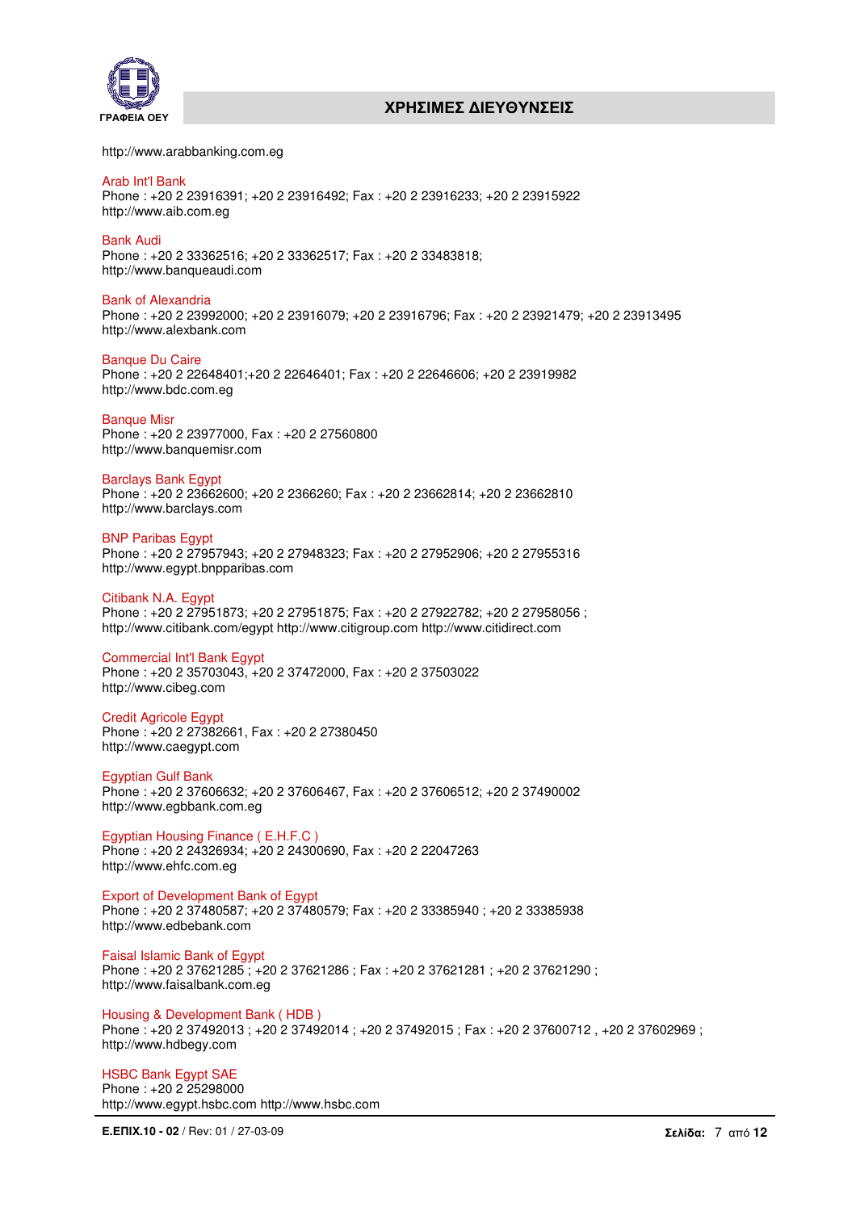http://www.arabbanking.com.eg

Arab Int'l Bank
Phone : +20 2 23916391; +20 2 23916492; Fax : +20 2 23916233; +20 2 23915922
http://www.aib.com.eg

Bank Audi
Phone : +20 2 33362516; +20 2 33362517; Fax : +20 2 33483818;
http://www.banqueaudi.com

Bank of Alexandria
Phone : +20 2 23992000; +20 2 23916079; +20 2 23916796; Fax : +20 2 23921479; +20 2 23913495
http://www.alexbank.com

Banque Du Caire
Phone : +20 2 22648401;+20 2 22646401; Fax : +20 2 22646606; +20 2 23919982
http://www.bdc.com.eg

Banque Misr
Phone : +20 2 23977000, Fax : +20 2 27560800
http://www.banquemisr.com

Barclays Bank Egypt
Phone : +20 2 23662600; +20 2 2366260; Fax : +20 2 23662814; +20 2 23662810
http://www.barclays.com

BNP Paribas Egypt
Phone : +20 2 27957943; +20 2 27948323; Fax : +20 2 27952906; +20 2 27955316
http://www.egypt.bnpparibas.com

Citibank N.A. Egypt
Phone : +20 2 27951873; +20 2 27951875; Fax : +20 2 27922782; +20 2 27958056 ;
http://www.citibank.com/egypt http://www.citigroup.com http://www.citidirect.com

Commercial Int'l Bank Egypt
Phone : +20 2 35703043, +20 2 37472000, Fax : +20 2 37503022
http://www.cibeg.com

Credit Agricole Egypt
Phone : +20 2 27382661, Fax : +20 2 27380450
http://www.caegypt.com

Egyptian Gulf Bank
Phone : +20 2 37606632; +20 2 37606467, Fax : +20 2 37606512; +20 2 37490002
http://www.egbbank.com.eg

Egyptian Housing Finance ( E.H.F.C )
Phone : +20 2 24326934; +20 2 24300690, Fax : +20 2 22047263
http://www.ehfc.com.eg

Export of Development Bank of Egypt
Phone : +20 2 37480587; +20 2 37480579; Fax : +20 2 33385940 ; +20 2 33385938
http://www.edbebank.com

Faisal Islamic Bank of Egypt
Phone : +20 2 37621285 ; +20 2 37621286 ; Fax : +20 2 37621281 ; +20 2 37621290 ;
http://www.faisalbank.com.eg

Housing & Development Bank ( HDB )
Phone : +20 2 37492013 ; +20 2 37492014 ; +20 2 37492015 ; Fax : +20 2 37600712 , +20 2 37602969 ;
http://www.hdbegy.com

HSBC Bank Egypt SAE
Phone : +20 2 25298000
http://www.egypt.hsbc.com http://www.hsbc.com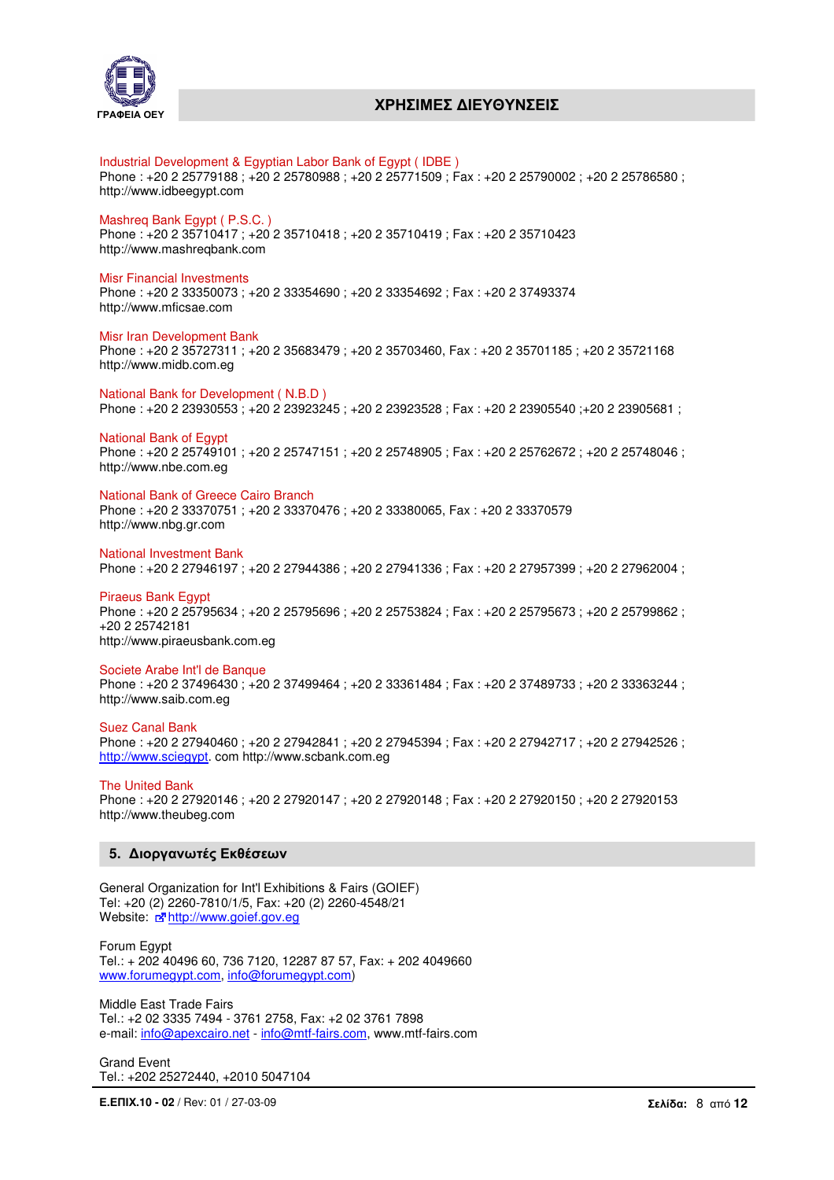Industrial Development & Egyptian Labor Bank of Egypt ( IDBE )
Phone : +20 2 25779188 ; +20 2 25780988 ; +20 2 25771509 ; Fax : +20 2 25790002 ; +20 2 25786580 ;
http://www.idbeegypt.com

Mashreq Bank Egypt ( P.S.C. )
Phone : +20 2 35710417 ; +20 2 35710418 ; +20 2 35710419 ; Fax : +20 2 35710423
http://www.mashreqbank.com

Misr Financial Investments
Phone : +20 2 33350073 ; +20 2 33354690 ; +20 2 33354692 ; Fax : +20 2 37493374
http://www.mficsae.com

Misr Iran Development Bank
Phone : +20 2 35727311 ; +20 2 35683479 ; +20 2 35703460, Fax : +20 2 35701185 ; +20 2 35721168
http://www.midb.com.eg

National Bank for Development ( N.B.D )
Phone : +20 2 23930553 ; +20 2 23923245 ; +20 2 23923528 ; Fax : +20 2 23905540 ;+20 2 23905681 ;

National Bank of Egypt
Phone : +20 2 25749101 ; +20 2 25747151 ; +20 2 25748905 ; Fax : +20 2 25762672 ; +20 2 25748046 ;
http://www.nbe.com.eg

National Bank of Greece Cairo Branch
Phone : +20 2 33370751 ; +20 2 33370476 ; +20 2 33380065, Fax : +20 2 33370579
http://www.nbg.gr.com

National Investment Bank
Phone : +20 2 27946197 ; +20 2 27944386 ; +20 2 27941336 ; Fax : +20 2 27957399 ; +20 2 27962004 ;

Piraeus Bank Egypt
Phone : +20 2 25795634 ; +20 2 25795696 ; +20 2 25753824 ; Fax : +20 2 25795673 ; +20 2 25799862 ;
+20 2 25742181
http://www.piraeusbank.com.eg

Societe Arabe Int'l de Banque
Phone : +20 2 37496430 ; +20 2 37499464 ; +20 2 33361484 ; Fax : +20 2 37489733 ; +20 2 33363244 ;
http://www.saib.com.eg

Suez Canal Bank
Phone : +20 2 27940460 ; +20 2 27942841 ; +20 2 27945394 ; Fax : +20 2 27942717 ; +20 2 27942526 ;
http://www.sciegypt. com http://www.scbank.com.eg

The United Bank
Phone : +20 2 27920146 ; +20 2 27920147 ; +20 2 27920148 ; Fax : +20 2 27920150 ; +20 2 27920153
http://www.theubeg.com

## 5. Διοργανωτές Εκθέσεων

General Organization for Int'l Exhibitions & Fairs (GOIEF)
Tel: +20 (2) 2260-7810/1/5, Fax: +20 (2) 2260-4548/21
Website: http://www.goief.gov.eg

Forum Egypt
Tel.: + 202 40496 60, 736 7120, 12287 87 57, Fax: + 202 4049660
www.forumegypt.com, info@forumegypt.com)

Middle East Trade Fairs
Tel.: +2 02 3335 7494 - 3761 2758, Fax: +2 02 3761 7898
e-mail: info@apexcairo.net - info@mtf-fairs.com, www.mtf-fairs.com

Grand Event
Tel.: +202 25272440, +2010 5047104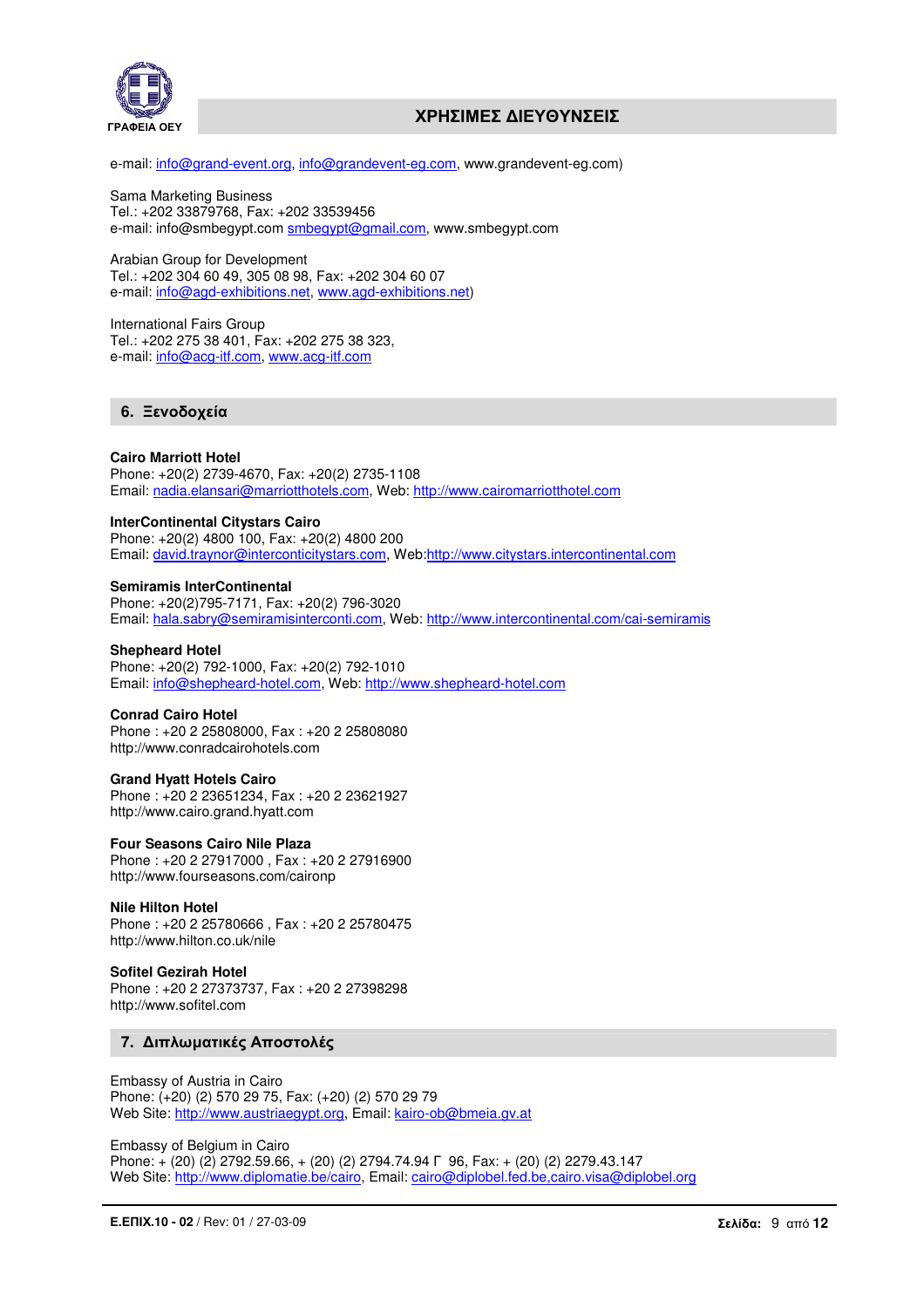e-mail: info@grand-event.org, info@grandevent-eg.com, www.grandevent-eg.com)

Sama Marketing Business
Tel.: +202 33879768, Fax: +202 33539456
e-mail: info@smbegypt.com smbegypt@gmail.com, www.smbegypt.com

Arabian Group for Development
Tel.: +202 304 60 49, 305 08 98, Fax: +202 304 60 07
e-mail: info@agd-exhibitions.net, www.agd-exhibitions.net)

International Fairs Group
Tel.: +202 275 38 401, Fax: +202 275 38 323,
e-mail: info@acg-itf.com, www.acg-itf.com

## 6. Ξενοδοχεία

**Cairo Marriott Hotel**
Phone: +20(2) 2739-4670, Fax: +20(2) 2735-1108
Email: nadia.elansari@marriotthotels.com, Web: http://www.cairomarriotthotel.com

**InterContinental Citystars Cairo**
Phone: +20(2) 4800 100, Fax: +20(2) 4800 200
Email: david.traynor@intercontictitystars.com, Web:http://www.citystars.intercontinental.com

**Semiramis InterContinental**
Phone: +20(2)795-7171, Fax: +20(2) 796-3020
Email: hala.sabry@semiramisinterconti.com, Web: http://www.intercontinental.com/cai-semiramis

**Shepheard Hotel**
Phone: +20(2) 792-1000, Fax: +20(2) 792-1010
Email: info@shepheard-hotel.com, Web: http://www.shepheard-hotel.com

**Conrad Cairo Hotel**
Phone : +20 2 25808000, Fax : +20 2 25808080
http://www.conradcairohotels.com

**Grand Hyatt Hotels Cairo**
Phone : +20 2 23651234, Fax : +20 2 23621927
http://www.cairo.grand.hyatt.com

**Four Seasons Cairo Nile Plaza**
Phone : +20 2 27917000 , Fax : +20 2 27916900
http://www.fourseasons.com/caironp

**Nile Hilton Hotel**
Phone : +20 2 25780666 , Fax : +20 2 25780475
http://www.hilton.co.uk/nile

**Sofitel Gezirah Hotel**
Phone : +20 2 27373737, Fax : +20 2 27398298
http://www.sofitel.com

## 7. Διπλωματικές Αποστολές

Embassy of Austria in Cairo
Phone: (+20) (2) 570 29 75, Fax: (+20) (2) 570 29 79
Web Site: http://www.austriaegypt.org, Email: kairo-ob@bmeia.gv.at

Embassy of Belgium in Cairo
Phone: + (20) (2) 2792.59.66, + (20) (2) 2794.74.94 Γ 96, Fax: + (20) (2) 2279.43.147
Web Site: http://www.diplomatie.be/cairo, Email: cairo@diplobel.fed.be,cairo.visa@diplobel.org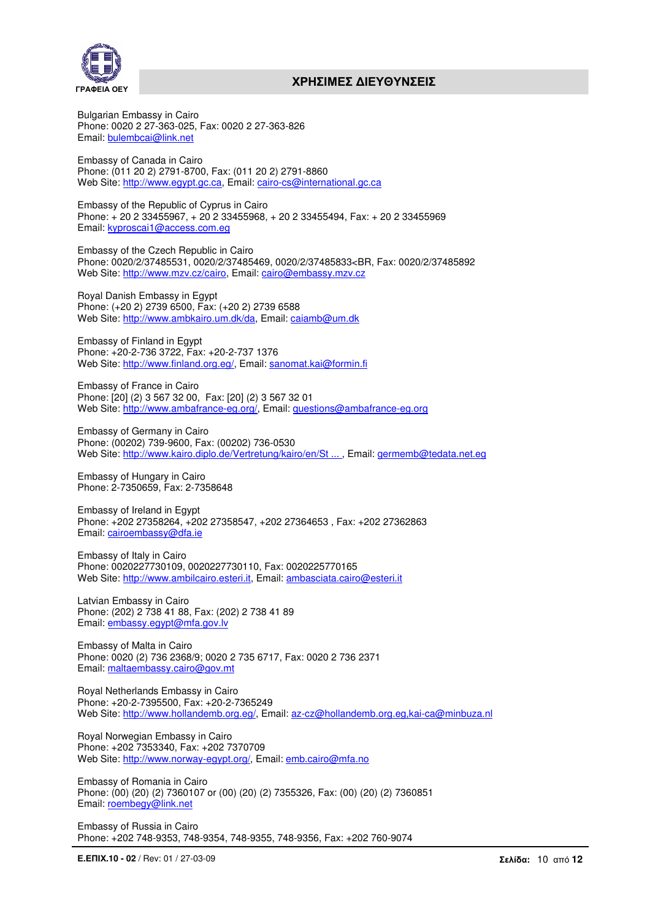## ΧΡΗΣΙΜΕΣ ΔΙΕΥΘΥΝΣΕΙΣ

Bulgarian Embassy in Cairo
Phone: 0020 2 27-363-025, Fax: 0020 2 27-363-826
Email: bulembcai@link.net

Embassy of Canada in Cairo
Phone: (011 20 2) 2791-8700, Fax: (011 20 2) 2791-8860
Web Site: http://www.egypt.gc.ca, Email: cairo-cs@international.gc.ca

Embassy of the Republic of Cyprus in Cairo
Phone: + 20 2 33455967, + 20 2 33455968, + 20 2 33455494, Fax: + 20 2 33455969
Email: kyproscai1@access.com.eg

Embassy of the Czech Republic in Cairo
Phone: 0020/2/37485531, 0020/2/37485469, 0020/2/37485833<BR, Fax: 0020/2/37485892
Web Site: http://www.mzv.cz/cairo, Email: cairo@embassy.mzv.cz

Royal Danish Embassy in Egypt
Phone: (+20 2) 2739 6500, Fax: (+20 2) 2739 6588
Web Site: http://www.ambkairo.um.dk/da, Email: caiamb@um.dk

Embassy of Finland in Egypt
Phone: +20-2-736 3722, Fax: +20-2-737 1376
Web Site: http://www.finland.org.eg/, Email: sanomat.kai@formin.fi

Embassy of France in Cairo
Phone: [20] (2) 3 567 32 00, Fax: [20] (2) 3 567 32 01
Web Site: http://www.ambafrance-eg.org/, Email: questions@ambafrance-eg.org

Embassy of Germany in Cairo
Phone: (00202) 739-9600, Fax: (00202) 736-0530
Web Site: http://www.kairo.diplo.de/Vertretung/kairo/en/St ... , Email: germemb@tedata.net.eg

Embassy of Hungary in Cairo
Phone: 2-7350659, Fax: 2-7358648

Embassy of Ireland in Egypt
Phone: +202 27358264, +202 27358547, +202 27364653 , Fax: +202 27362863
Email: cairoembassy@dfa.ie

Embassy of Italy in Cairo
Phone: 0020227730109, 0020227730110, Fax: 0020225770165
Web Site: http://www.ambilcairo.esteri.it, Email: ambasciata.cairo@esteri.it

Latvian Embassy in Cairo
Phone: (202) 2 738 41 88, Fax: (202) 2 738 41 89
Email: embassy.egypt@mfa.gov.lv

Embassy of Malta in Cairo
Phone: 0020 (2) 736 2368/9; 0020 2 735 6717, Fax: 0020 2 736 2371
Email: maltaembassy.cairo@gov.mt

Royal Netherlands Embassy in Cairo
Phone: +20-2-7395500, Fax: +20-2-7365249
Web Site: http://www.hollandemb.org.eg/, Email: az-cz@hollandemb.org.eg,kai-ca@minbuza.nl

Royal Norwegian Embassy in Cairo
Phone: +202 7353340, Fax: +202 7370709
Web Site: http://www.norway-egypt.org/, Email: emb.cairo@mfa.no

Embassy of Romania in Cairo
Phone: (00) (20) (2) 7360107 or (00) (20) (2) 7355326, Fax: (00) (20) (2) 7360851
Email: roembegy@link.net

Embassy of Russia in Cairo
Phone: +202 748-9353, 748-9354, 748-9355, 748-9356, Fax: +202 760-9074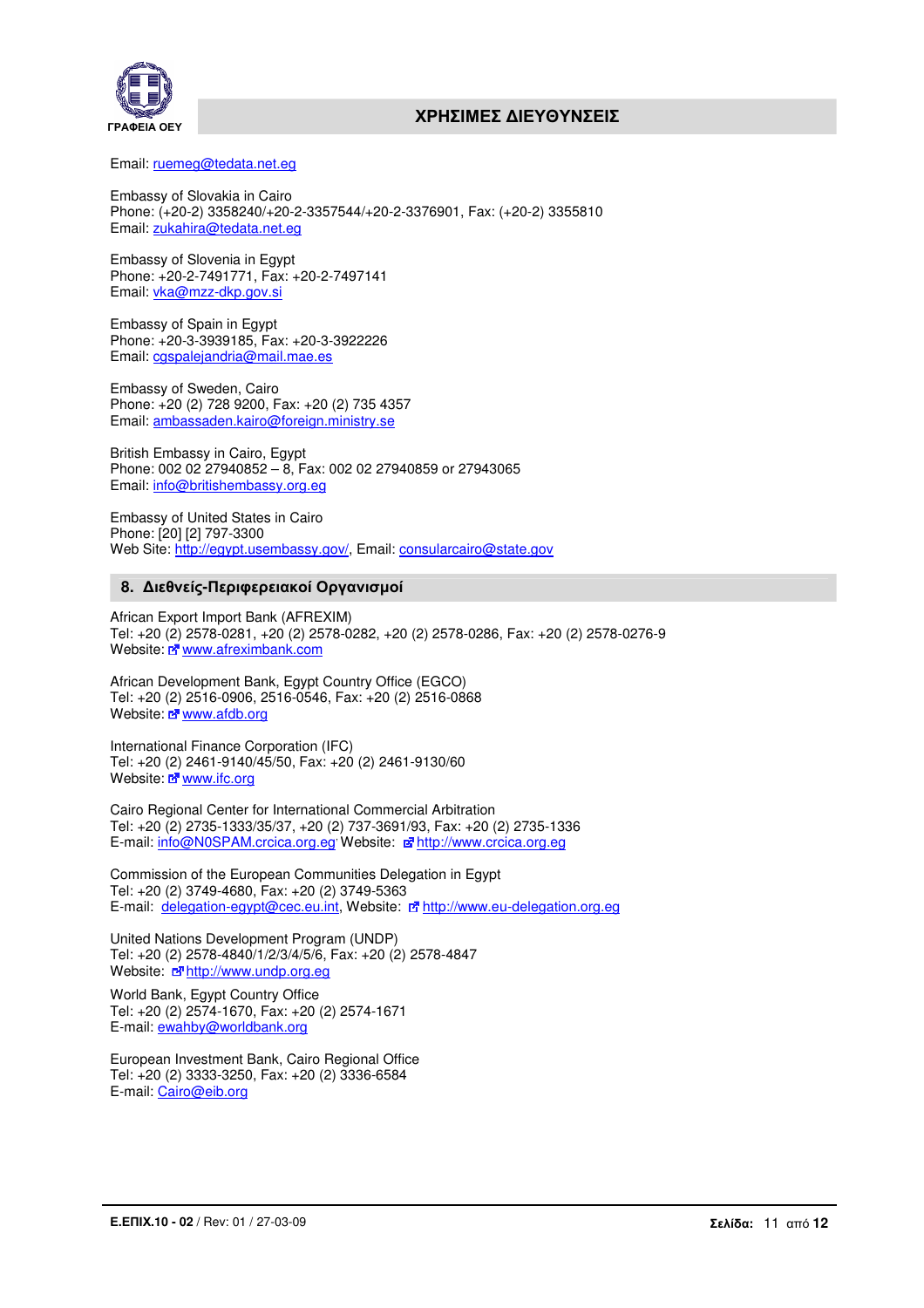Email: ruemeg@tedata.net.eg

Embassy of Slovakia in Cairo
Phone: (+20-2) 3358240/+20-2-3357544/+20-2-3376901, Fax: (+20-2) 3355810
Email: zukahira@tedata.net.eg

Embassy of Slovenia in Egypt
Phone: +20-2-7491771, Fax: +20-2-7497141
Email: vka@mzz-dkp.gov.si

Embassy of Spain in Egypt
Phone: +20-3-3939185, Fax: +20-3-3922226
Email: cgspalejandria@mail.mae.es

Embassy of Sweden, Cairo
Phone: +20 (2) 728 9200, Fax: +20 (2) 735 4357
Email: ambassaden.kairo@foreign.ministry.se

British Embassy in Cairo, Egypt
Phone: 002 02 27940852 – 8, Fax: 002 02 27940859 or 27943065
Email: info@britishembassy.org.eg

Embassy of United States in Cairo
Phone: [20] [2] 797-3300
Web Site: http://egypt.usembassy.gov/, Email: consularcairo@state.gov

## 8. Διεθνείς-Περιφερειακοί Οργανισμοί

African Export Import Bank (AFREXIM)
Tel: +20 (2) 2578-0281, +20 (2) 2578-0282, +20 (2) 2578-0286, Fax: +20 (2) 2578-0276-9
Website: www.afreximbank.com

African Development Bank, Egypt Country Office (EGCO)
Tel: +20 (2) 2516-0906, 2516-0546, Fax: +20 (2) 2516-0868
Website: www.afdb.org

International Finance Corporation (IFC)
Tel: +20 (2) 2461-9140/45/50, Fax: +20 (2) 2461-9130/60
Website: www.ifc.org

Cairo Regional Center for International Commercial Arbitration
Tel: +20 (2) 2735-1333/35/37, +20 (2) 737-3691/93, Fax: +20 (2) 2735-1336
E-mail: info@N0SPAM.crcica.org.eg Website: http://www.crcica.org.eg

Commission of the European Communities Delegation in Egypt
Tel: +20 (2) 3749-4680, Fax: +20 (2) 3749-5363
E-mail: delegation-egypt@cec.eu.int, Website: http://www.eu-delegation.org.eg

United Nations Development Program (UNDP)
Tel: +20 (2) 2578-4840/1/2/3/4/5/6, Fax: +20 (2) 2578-4847
Website: http://www.undp.org.eg

World Bank, Egypt Country Office
Tel: +20 (2) 2574-1670, Fax: +20 (2) 2574-1671
E-mail: ewahby@worldbank.org

European Investment Bank, Cairo Regional Office
Tel: +20 (2) 3333-3250, Fax: +20 (2) 3336-6584
E-mail: Cairo@eib.org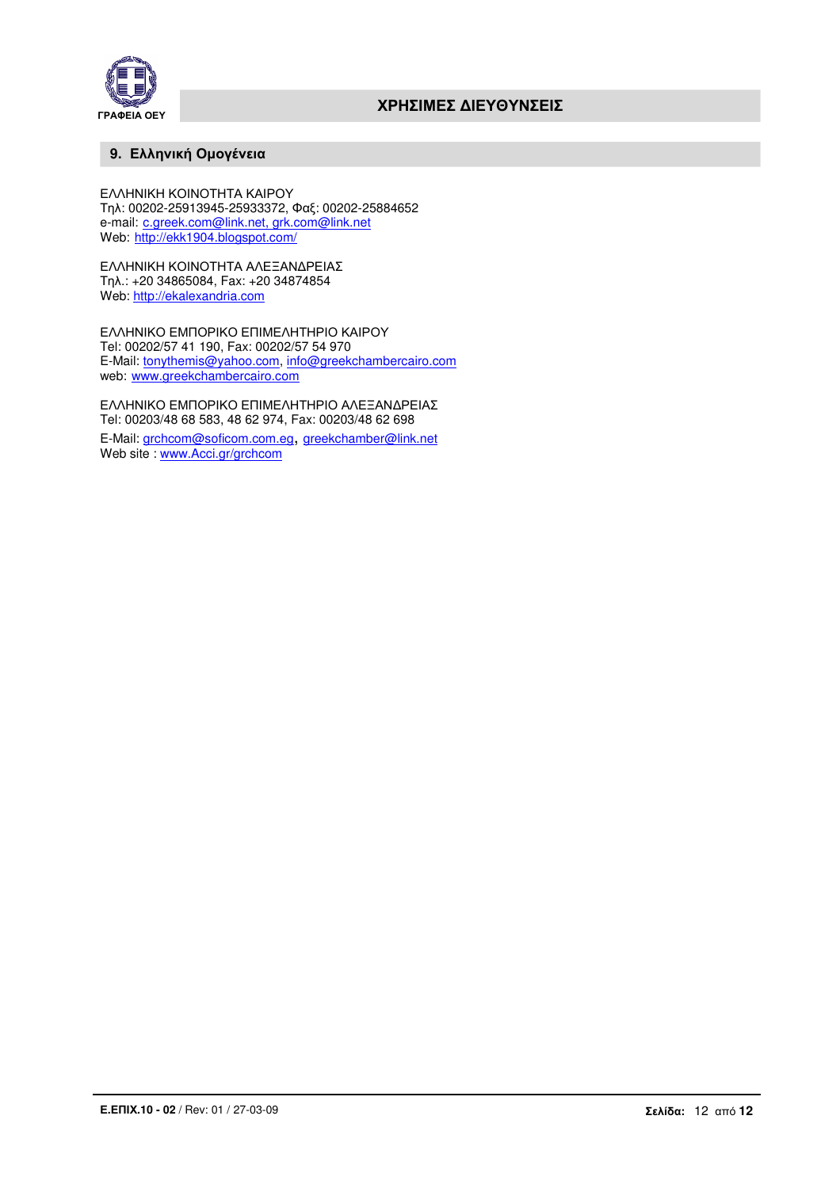## 9. Ελληνική Ομογένεια

ΕΛΛΗΝΙΚΗ ΚΟΙΝΟΤΗΤΑ ΚΑΙΡΟΥ
Τηλ: 00202-25913945-25933372, Φαξ: 00202-25884652
e-mail: c.greek.com@link.net, grk.com@link.net
Web: http://ekk1904.blogspot.com/

ΕΛΛΗΝΙΚΗ ΚΟΙΝΟΤΗΤΑ ΑΛΕΞΑΝΔΡΕΙΑΣ
Τηλ.: +20 34865084, Fax: +20 34874854
Web: http://ekalexandria.com

ΕΛΛΗΝΙΚΟ ΕΜΠΟΡΙΚΟ ΕΠΙΜΕΛΗΤΗΡΙΟ ΚΑΙΡΟΥ
Tel: 00202/57 41 190, Fax: 00202/57 54 970
E-Mail: tonythemis@yahoo.com, info@greekchambercairo.com
web: www.greekchambercairo.com

ΕΛΛΗΝΙΚΟ ΕΜΠΟΡΙΚΟ ΕΠΙΜΕΛΗΤΗΡΙΟ ΑΛΕΞΑΝΔΡΕΙΑΣ
Tel: 00203/48 68 583, 48 62 974, Fax: 00203/48 62 698
E-Mail: grchcom@soficom.com.eg, greekchamber@link.net
Web site : www.Acci.gr/grchcom